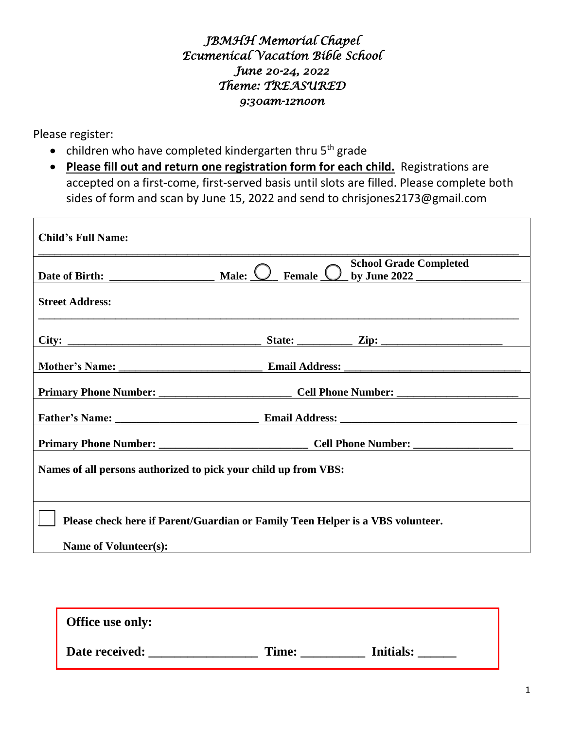# *JBMHH Memorial Chapel*
# *Ecumenical Vacation Bible School*
## *June 20-24, 2022*
## *Theme: TREASURED*
## *9:30am-12noon*

Please register:

- children who have completed kindergarten thru 5th grade
- **Please fill out and return one registration form for each child.** Registrations are accepted on a first-come, first-served basis until slots are filled. Please complete both sides of form and scan by June 15, 2022 and send to chrisjones2173@gmail.com

**Child's Full Name:** ______________________________________________________________

**Date of Birth:** __________________ **Male:** ◯ **Female** ◯ **School Grade Completed by June 2022** __________________

**Street Address:** ______________________________________________________________

**City:** ______________________________ **State:** __________ **Zip:** ____________________

**Mother's Name:** ________________________ **Email Address:** ____________________________

**Primary Phone Number:** ______________________ **Cell Phone Number:** ____________________

**Father's Name:** ________________________ **Email Address:** ____________________________

**Primary Phone Number:** ________________________ **Cell Phone Number:** __________________

**Names of all persons authorized to pick your child up from VBS:**

☐ **Please check here if Parent/Guardian or Family Teen Helper is a VBS volunteer.**

**Name of Volunteer(s):**

---

**Office use only:**

**Date received:** ________________ **Time:** __________ **Initials:** ______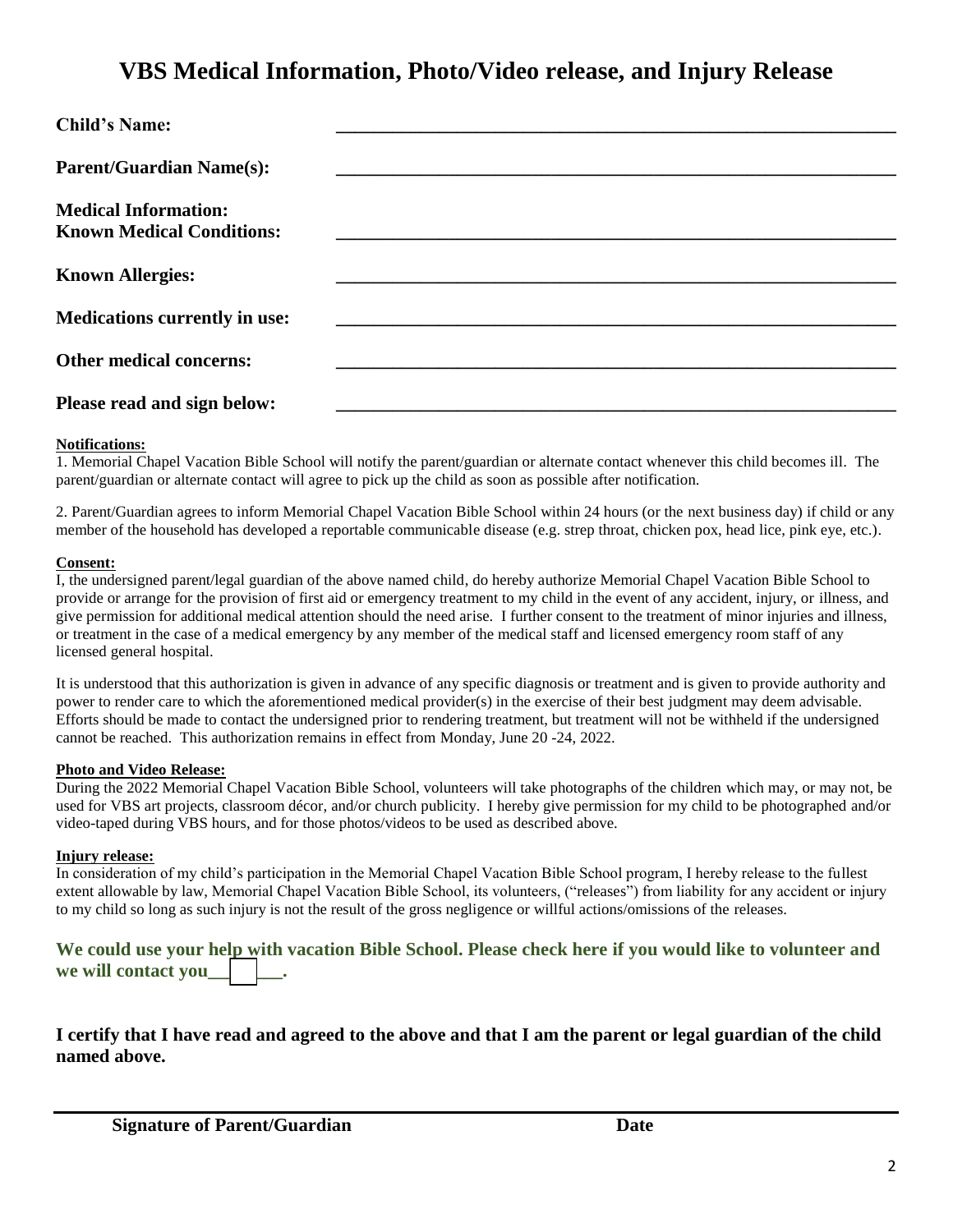# VBS Medical Information, Photo/Video release, and Injury Release

**Child's Name:** ______________________________________________

**Parent/Guardian Name(s):** ______________________________________________

**Medical Information:**
**Known Medical Conditions:** ______________________________________________

**Known Allergies:** ______________________________________________

**Medications currently in use:** ______________________________________________

**Other medical concerns:** ______________________________________________

**Please read and sign below:** ______________________________________________

**Notifications:**

1. Memorial Chapel Vacation Bible School will notify the parent/guardian or alternate contact whenever this child becomes ill. The parent/guardian or alternate contact will agree to pick up the child as soon as possible after notification.

2. Parent/Guardian agrees to inform Memorial Chapel Vacation Bible School within 24 hours (or the next business day) if child or any member of the household has developed a reportable communicable disease (e.g. strep throat, chicken pox, head lice, pink eye, etc.).

**Consent:**

I, the undersigned parent/legal guardian of the above named child, do hereby authorize Memorial Chapel Vacation Bible School to provide or arrange for the provision of first aid or emergency treatment to my child in the event of any accident, injury, or illness, and give permission for additional medical attention should the need arise. I further consent to the treatment of minor injuries and illness, or treatment in the case of a medical emergency by any member of the medical staff and licensed emergency room staff of any licensed general hospital.

It is understood that this authorization is given in advance of any specific diagnosis or treatment and is given to provide authority and power to render care to which the aforementioned medical provider(s) in the exercise of their best judgment may deem advisable. Efforts should be made to contact the undersigned prior to rendering treatment, but treatment will not be withheld if the undersigned cannot be reached. This authorization remains in effect from Monday, June 20 -24, 2022.

**Photo and Video Release:**

During the 2022 Memorial Chapel Vacation Bible School, volunteers will take photographs of the children which may, or may not, be used for VBS art projects, classroom décor, and/or church publicity. I hereby give permission for my child to be photographed and/or video-taped during VBS hours, and for those photos/videos to be used as described above.

**Injury release:**

In consideration of my child's participation in the Memorial Chapel Vacation Bible School program, I hereby release to the fullest extent allowable by law, Memorial Chapel Vacation Bible School, its volunteers, ("releases") from liability for any accident or injury to my child so long as such injury is not the result of the gross negligence or willful actions/omissions of the releases.

**We could use your help with vacation Bible School. Please check here if you would like to volunteer and we will contact you__☐___.**

**I certify that I have read and agreed to the above and that I am the parent or legal guardian of the child named above.**

______________________________________________

**Signature of Parent/Guardian** **Date**